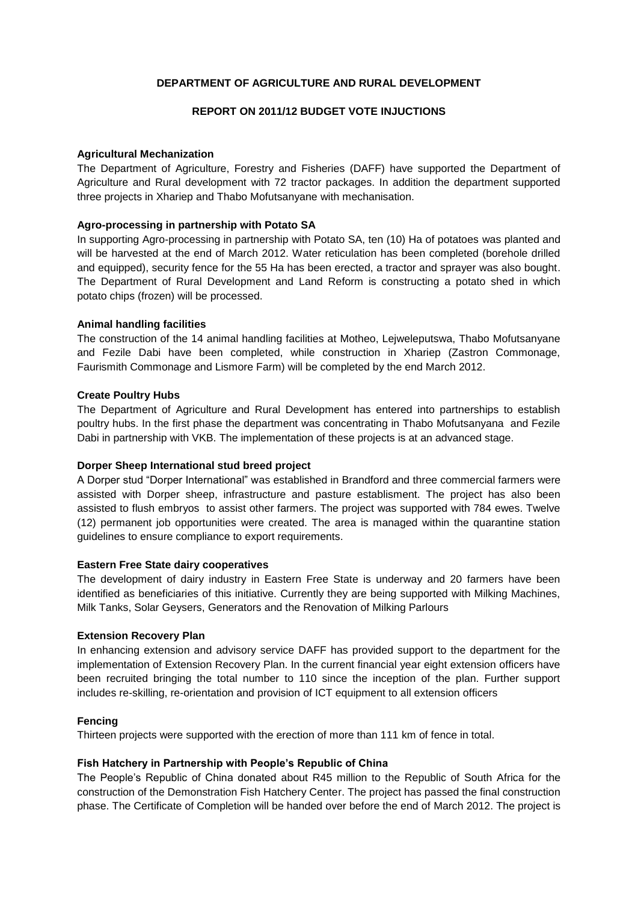**DEPARTMENT OF AGRICULTURE AND RURAL DEVELOPMENT**

**REPORT ON 2011/12 BUDGET VOTE INJUCTIONS**

**Agricultural Mechanization**

The Department of Agriculture, Forestry and Fisheries (DAFF) have supported the Department of Agriculture and Rural development with 72 tractor packages. In addition the department supported three projects in Xhariep and Thabo Mofutsanyane with mechanisation.

**Agro-processing in partnership with Potato SA**

In supporting Agro-processing in partnership with Potato SA, ten (10) Ha of potatoes was planted and will be harvested at the end of March 2012. Water reticulation has been completed (borehole drilled and equipped), security fence for the 55 Ha has been erected, a tractor and sprayer was also bought. The Department of Rural Development and Land Reform is constructing a potato shed in which potato chips (frozen) will be processed.

**Animal handling facilities**

The construction of the 14 animal handling facilities at Motheo, Lejweleputswa, Thabo Mofutsanyane and Fezile Dabi have been completed, while construction in Xhariep (Zastron Commonage, Faurismith Commonage and Lismore Farm) will be completed by the end March 2012.

**Create Poultry Hubs**

The Department of Agriculture and Rural Development has entered into partnerships to establish poultry hubs. In the first phase the department was concentrating in Thabo Mofutsanyana and Fezile Dabi in partnership with VKB. The implementation of these projects is at an advanced stage.

**Dorper Sheep International stud breed project**

A Dorper stud "Dorper International" was established in Brandford and three commercial farmers were assisted with Dorper sheep, infrastructure and pasture establisment. The project has also been assisted to flush embryos to assist other farmers. The project was supported with 784 ewes. Twelve (12) permanent job opportunities were created. The area is managed within the quarantine station guidelines to ensure compliance to export requirements.

**Eastern Free State dairy cooperatives**

The development of dairy industry in Eastern Free State is underway and 20 farmers have been identified as beneficiaries of this initiative. Currently they are being supported with Milking Machines, Milk Tanks, Solar Geysers, Generators and the Renovation of Milking Parlours

**Extension Recovery Plan**

In enhancing extension and advisory service DAFF has provided support to the department for the implementation of Extension Recovery Plan. In the current financial year eight extension officers have been recruited bringing the total number to 110 since the inception of the plan. Further support includes re-skilling, re-orientation and provision of ICT equipment to all extension officers

**Fencing**

Thirteen projects were supported with the erection of more than 111 km of fence in total.

**Fish Hatchery in Partnership with People's Republic of China**

The People's Republic of China donated about R45 million to the Republic of South Africa for the construction of the Demonstration Fish Hatchery Center. The project has passed the final construction phase. The Certificate of Completion will be handed over before the end of March 2012. The project is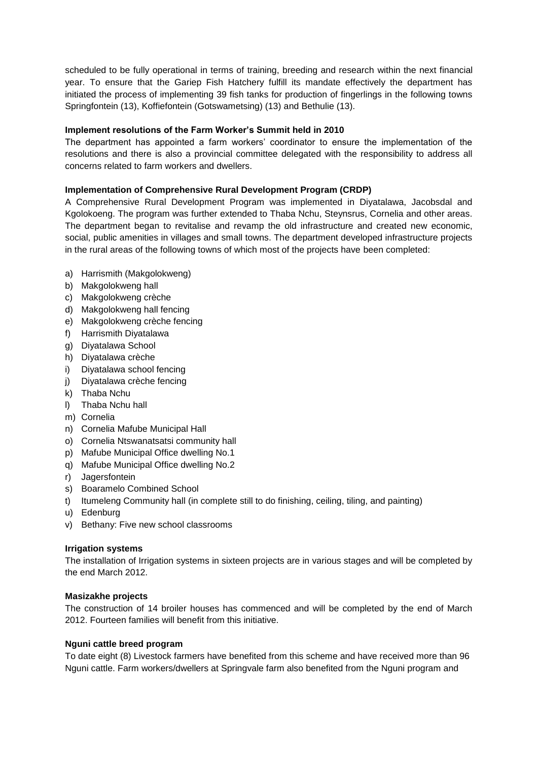scheduled to be fully operational in terms of training, breeding and research within the next financial year. To ensure that the Gariep Fish Hatchery fulfill its mandate effectively the department has initiated the process of implementing 39 fish tanks for production of fingerlings in the following towns Springfontein (13), Koffiefontein (Gotswametsing) (13) and Bethulie (13).

**Implement resolutions of the Farm Worker's Summit held in 2010**

The department has appointed a farm workers' coordinator to ensure the implementation of the resolutions and there is also a provincial committee delegated with the responsibility to address all concerns related to farm workers and dwellers.

**Implementation of Comprehensive Rural Development Program (CRDP)**

A Comprehensive Rural Development Program was implemented in Diyatalawa, Jacobsdal and Kgolokoeng. The program was further extended to Thaba Nchu, Steynsrus, Cornelia and other areas. The department began to revitalise and revamp the old infrastructure and created new economic, social, public amenities in villages and small towns. The department developed infrastructure projects in the rural areas of the following towns of which most of the projects have been completed:

a) Harrismith (Makgolokweng)
b) Makgolokweng hall
c) Makgolokweng crèche
d) Makgolokweng hall fencing
e) Makgolokweng crèche fencing
f) Harrismith Diyatalawa
g) Diyatalawa School
h) Diyatalawa crèche
i) Diyatalawa school fencing
j) Diyatalawa crèche fencing
k) Thaba Nchu
l) Thaba Nchu hall
m) Cornelia
n) Cornelia Mafube Municipal Hall
o) Cornelia Ntswanatsatsi community hall
p) Mafube Municipal Office dwelling No.1
q) Mafube Municipal Office dwelling No.2
r) Jagersfontein
s) Boaramelo Combined School
t) Itumeleng Community hall (in complete still to do finishing, ceiling, tiling, and painting)
u) Edenburg
v) Bethany: Five new school classrooms

**Irrigation systems**

The installation of Irrigation systems in sixteen projects are in various stages and will be completed by the end March 2012.

**Masizakhe projects**

The construction of 14 broiler houses has commenced and will be completed by the end of March 2012. Fourteen families will benefit from this initiative.

**Nguni cattle breed program**

To date eight (8) Livestock farmers have benefited from this scheme and have received more than 96 Nguni cattle. Farm workers/dwellers at Springvale farm also benefited from the Nguni program and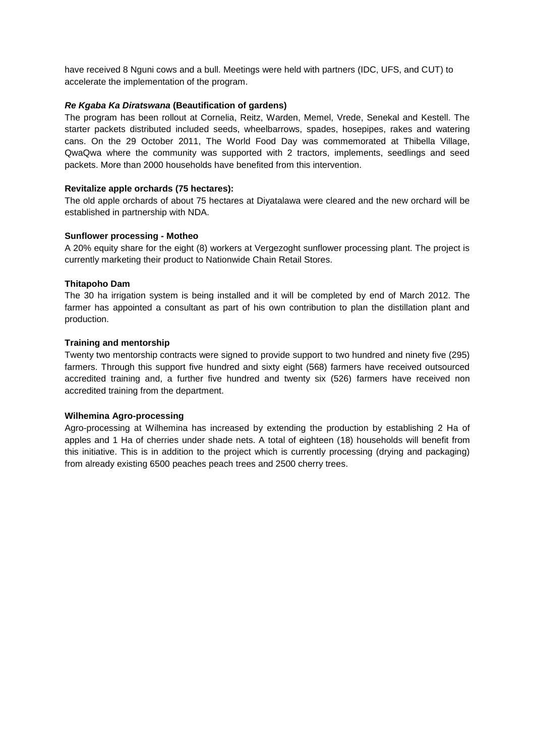have received 8 Nguni cows and a bull. Meetings were held with partners (IDC, UFS, and CUT) to accelerate the implementation of the program.

***Re Kgaba Ka Diratswana* (Beautification of gardens)**

The program has been rollout at Cornelia, Reitz, Warden, Memel, Vrede, Senekal and Kestell. The starter packets distributed included seeds, wheelbarrows, spades, hosepipes, rakes and watering cans. On the 29 October 2011, The World Food Day was commemorated at Thibella Village, QwaQwa where the community was supported with 2 tractors, implements, seedlings and seed packets. More than 2000 households have benefited from this intervention.

**Revitalize apple orchards (75 hectares):**

The old apple orchards of about 75 hectares at Diyatalawa were cleared and the new orchard will be established in partnership with NDA.

**Sunflower processing - Motheo**

A 20% equity share for the eight (8) workers at Vergezoght sunflower processing plant. The project is currently marketing their product to Nationwide Chain Retail Stores.

**Thitapoho Dam**

The 30 ha irrigation system is being installed and it will be completed by end of March 2012. The farmer has appointed a consultant as part of his own contribution to plan the distillation plant and production.

**Training and mentorship**

Twenty two mentorship contracts were signed to provide support to two hundred and ninety five (295) farmers. Through this support five hundred and sixty eight (568) farmers have received outsourced accredited training and, a further five hundred and twenty six (526) farmers have received non accredited training from the department.

**Wilhemina Agro-processing**

Agro-processing at Wilhemina has increased by extending the production by establishing 2 Ha of apples and 1 Ha of cherries under shade nets. A total of eighteen (18) households will benefit from this initiative. This is in addition to the project which is currently processing (drying and packaging) from already existing 6500 peaches peach trees and 2500 cherry trees.